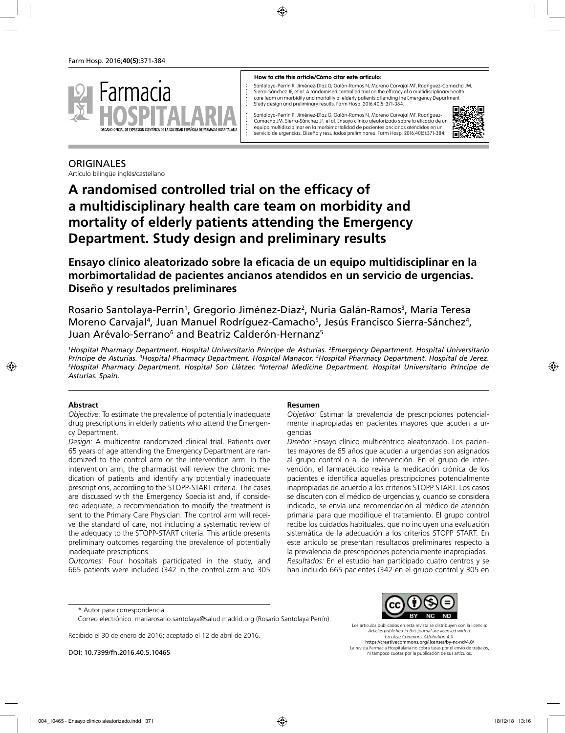**How to cite this article/Cómo citar este artículo:**

Santolaya-Perrín R, Jiménez-Díaz G, Galán-Ramos N, Moreno Carvajal MT, Rodríguez-Camacho JM, Sierra-Sánchez JF, et al. A randomised controlled trial on the efficacy of a multidisciplinary health care team on morbidity and mortality of elderly patients attending the Emergency Department. Study design and preliminary results. Farm Hosp. 2016;40(5):371-384.

Santolaya-Perrín R, Jiménez-Díaz G, Galán-Ramos N, Moreno Carvajal MT, Rodríguez-Camacho JM, Sierra-Sánchez JF, et al. Ensayo clínico aleatorizado sobre la eficacia de un equipo multidisciplinar en la morbimortalidad de pacientes ancianos atendidos en un servicio de urgencias. Diseño y resultados preliminares. Farm Hosp. 2016;40(5):371-384.

ORIGINALES
Artículo bilingüe inglés/castellano

# A randomised controlled trial on the efficacy of a multidisciplinary health care team on morbidity and mortality of elderly patients attending the Emergency Department. Study design and preliminary results

## Ensayo clínico aleatorizado sobre la eficacia de un equipo multidisciplinar en la morbimortalidad de pacientes ancianos atendidos en un servicio de urgencias. Diseño y resultados preliminares

Rosario Santolaya-Perrín[1], Gregorio Jiménez-Díaz[2], Nuria Galán-Ramos[3], María Teresa Moreno Carvajal[4], Juan Manuel Rodríguez-Camacho[5], Jesús Francisco Sierra-Sánchez[4], Juan Arévalo-Serrano[6] and Beatriz Calderón-Hernanz[5]

*[1]Hospital Pharmacy Department. Hospital Universitario Príncipe de Asturias. [2]Emergency Department. Hospital Universitario Príncipe de Asturias. [3]Hospital Pharmacy Department. Hospital Manacor. [4]Hospital Pharmacy Department. Hospital de Jerez. [5]Hospital Pharmacy Department. Hospital Son Llàtzer. [6]Internal Medicine Department. Hospital Universitario Príncipe de Asturias. Spain.*

**Abstract**

*Objective:* To estimate the prevalence of potentially inadequate drug prescriptions in elderly patients who attend the Emergency Department.

*Design:* A multicentre randomized clinical trial. Patients over 65 years of age attending the Emergency Department are randomized to the control arm or the intervention arm. In the intervention arm, the pharmacist will review the chronic medication of patients and identify any potentially inadequate prescriptions, according to the STOPP-START criteria. The cases are discussed with the Emergency Specialist and, if considered adequate, a recommendation to modify the treatment is sent to the Primary Care Physician. The control arm will receive the standard of care, not including a systematic review of the adequacy to the STOPP-START criteria. This article presents preliminary outcomes regarding the prevalence of potentially inadequate prescriptions.

*Outcomes:* Four hospitals participated in the study, and 665 patients were included (342 in the control arm and 305

**Resumen**

*Objetivo:* Estimar la prevalencia de prescripciones potencialmente inapropiadas en pacientes mayores que acuden a urgencias

*Diseño:* Ensayo clínico multicéntrico aleatorizado. Los pacientes mayores de 65 años que acuden a urgencias son asignados al grupo control o al de intervención. En el grupo de intervención, el farmacéutico revisa la medicación crónica de los pacientes e identifica aquellas prescripciones potencialmente inapropiadas de acuerdo a los criterios STOPP START. Los casos se discuten con el médico de urgencias y, cuando se considera indicado, se envía una recomendación al médico de atención primaria para que modifique el tratamiento. El grupo control recibe los cuidados habituales, que no incluyen una evaluación sistemática de la adecuación a los criterios STOPP START. En este artículo se presentan resultados preliminares respecto a la prevalencia de prescripciones potencialmente inapropiadas.

*Resultados:* En el estudio han participado cuatro centros y se han incluido 665 pacientes (342 en el grupo control y 305 en

\* Autor para correspondencia.
Correo electrónico: mariarosario.santolaya@salud.madrid.org (Rosario Santolaya Perrín).

Recibido el 30 de enero de 2016; aceptado el 12 de abril de 2016.

DOI: 10.7399/fh.2016.40.5.10465

Los artículos publicados en esta revista se distribuyen con la licencia:
*Articles published in this journal are licensed with a:*
*Creative Commons Attribution 4.0.*
https://creativecommons.org/licenses/by-nc-nd/4.0/
La revista Farmacia Hospitalaria no cobra tasas por el envío de trabajos, ni tampoco cuotas por la publicación de sus artículos.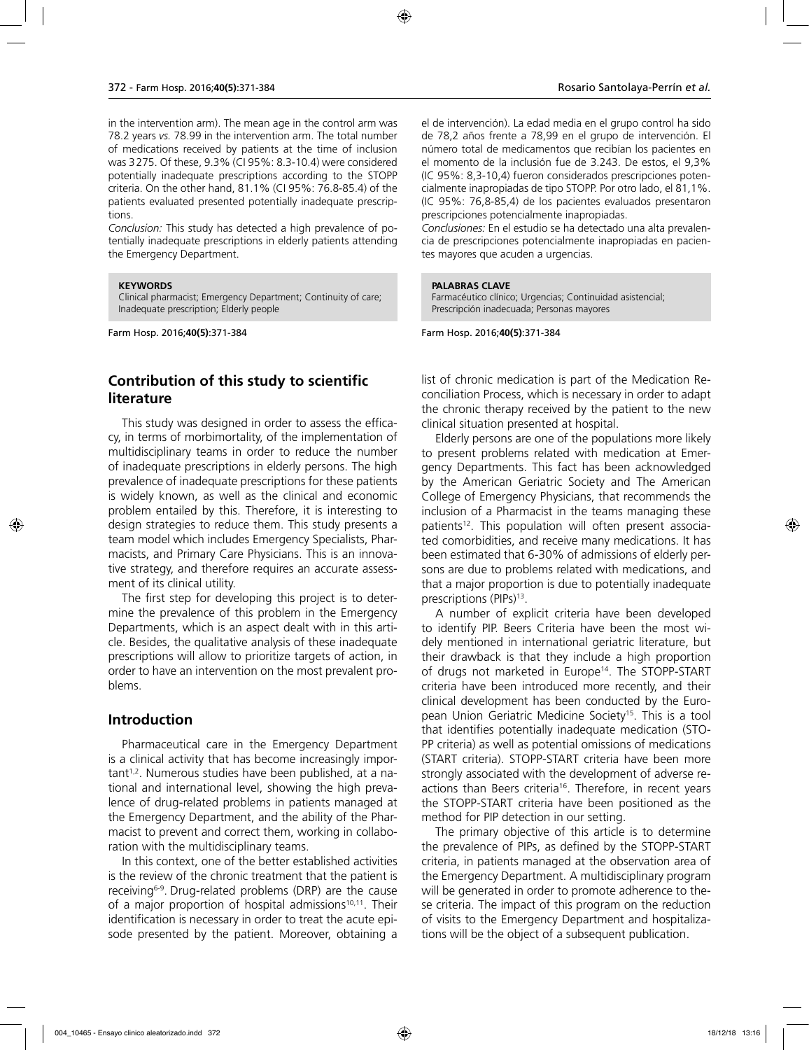in the intervention arm). The mean age in the control arm was 78.2 years *vs.* 78.99 in the intervention arm. The total number of medications received by patients at the time of inclusion was 3275. Of these, 9.3% (CI 95%: 8.3-10.4) were considered potentially inadequate prescriptions according to the STOPP criteria. On the other hand, 81.1% (CI 95%: 76.8-85.4) of the patients evaluated presented potentially inadequate prescriptions.

*Conclusion:* This study has detected a high prevalence of potentially inadequate prescriptions in elderly patients attending the Emergency Department.

**KEYWORDS**
Clinical pharmacist; Emergency Department; Continuity of care; Inadequate prescription; Elderly people

el de intervención). La edad media en el grupo control ha sido de 78,2 años frente a 78,99 en el grupo de intervención. El número total de medicamentos que recibían los pacientes en el momento de la inclusión fue de 3.243. De estos, el 9,3% (IC 95%: 8,3-10,4) fueron considerados prescripciones potencialmente inapropiadas de tipo STOPP. Por otro lado, el 81,1%. (IC 95%: 76,8-85,4) de los pacientes evaluados presentaron prescripciones potencialmente inapropiadas.

*Conclusiones:* En el estudio se ha detectado una alta prevalencia de prescripciones potencialmente inapropiadas en pacientes mayores que acuden a urgencias.

**PALABRAS CLAVE**
Farmacéutico clínico; Urgencias; Continuidad asistencial; Prescripción inadecuada; Personas mayores

## Contribution of this study to scientific literature

This study was designed in order to assess the efficacy, in terms of morbimortality, of the implementation of multidisciplinary teams in order to reduce the number of inadequate prescriptions in elderly persons. The high prevalence of inadequate prescriptions for these patients is widely known, as well as the clinical and economic problem entailed by this. Therefore, it is interesting to design strategies to reduce them. This study presents a team model which includes Emergency Specialists, Pharmacists, and Primary Care Physicians. This is an innovative strategy, and therefore requires an accurate assessment of its clinical utility.

The first step for developing this project is to determine the prevalence of this problem in the Emergency Departments, which is an aspect dealt with in this article. Besides, the qualitative analysis of these inadequate prescriptions will allow to prioritize targets of action, in order to have an intervention on the most prevalent problems.

## Introduction

Pharmaceutical care in the Emergency Department is a clinical activity that has become increasingly important[1,2]. Numerous studies have been published, at a national and international level, showing the high prevalence of drug-related problems in patients managed at the Emergency Department, and the ability of the Pharmacist to prevent and correct them, working in collaboration with the multidisciplinary teams.

In this context, one of the better established activities is the review of the chronic treatment that the patient is receiving[6-9]. Drug-related problems (DRP) are the cause of a major proportion of hospital admissions[10,11]. Their identification is necessary in order to treat the acute episode presented by the patient. Moreover, obtaining a list of chronic medication is part of the Medication Reconciliation Process, which is necessary in order to adapt the chronic therapy received by the patient to the new clinical situation presented at hospital.

Elderly persons are one of the populations more likely to present problems related with medication at Emergency Departments. This fact has been acknowledged by the American Geriatric Society and The American College of Emergency Physicians, that recommends the inclusion of a Pharmacist in the teams managing these patients[12]. This population will often present associated comorbidities, and receive many medications. It has been estimated that 6-30% of admissions of elderly persons are due to problems related with medications, and that a major proportion is due to potentially inadequate prescriptions (PIPs)[13].

A number of explicit criteria have been developed to identify PIP. Beers Criteria have been the most widely mentioned in international geriatric literature, but their drawback is that they include a high proportion of drugs not marketed in Europe[14]. The STOPP-START criteria have been introduced more recently, and their clinical development has been conducted by the European Union Geriatric Medicine Society[15]. This is a tool that identifies potentially inadequate medication (STOPP criteria) as well as potential omissions of medications (START criteria). STOPP-START criteria have been more strongly associated with the development of adverse reactions than Beers criteria[16]. Therefore, in recent years the STOPP-START criteria have been positioned as the method for PIP detection in our setting.

The primary objective of this article is to determine the prevalence of PIPs, as defined by the STOPP-START criteria, in patients managed at the observation area of the Emergency Department. A multidisciplinary program will be generated in order to promote adherence to these criteria. The impact of this program on the reduction of visits to the Emergency Department and hospitalizations will be the object of a subsequent publication.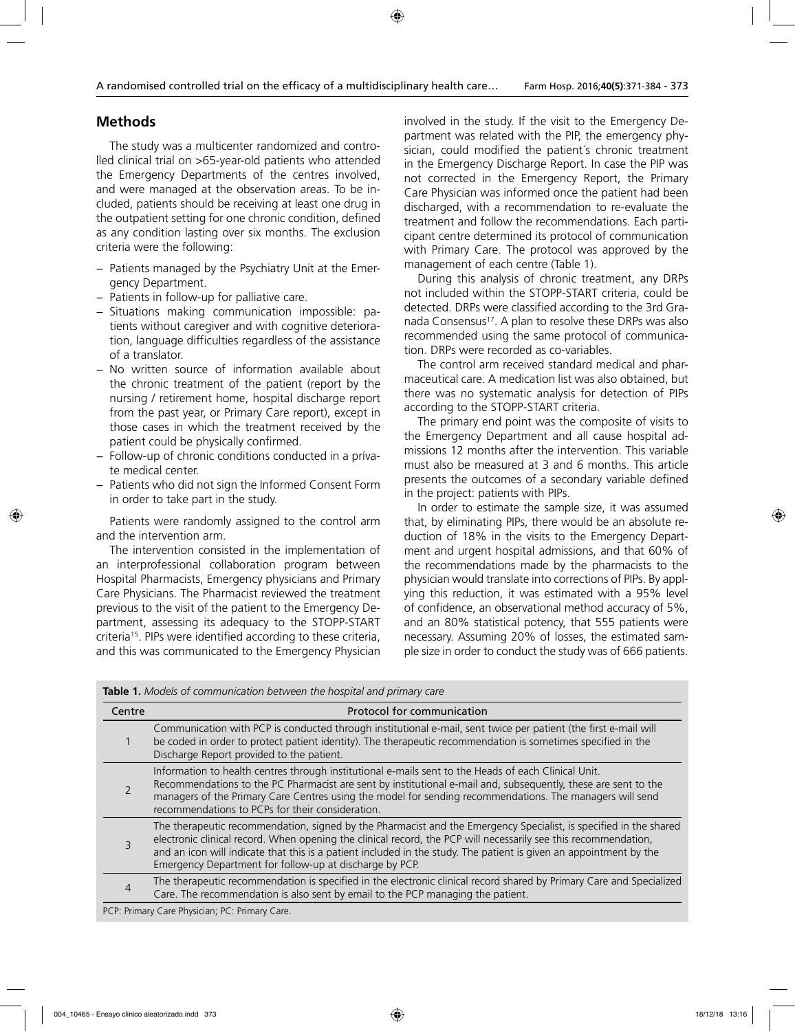## Methods

The study was a multicenter randomized and controlled clinical trial on >65-year-old patients who attended the Emergency Departments of the centres involved, and were managed at the observation areas. To be included, patients should be receiving at least one drug in the outpatient setting for one chronic condition, defined as any condition lasting over six months. The exclusion criteria were the following:

- Patients managed by the Psychiatry Unit at the Emergency Department.
- Patients in follow-up for palliative care.
- Situations making communication impossible: patients without caregiver and with cognitive deterioration, language difficulties regardless of the assistance of a translator.
- No written source of information available about the chronic treatment of the patient (report by the nursing / retirement home, hospital discharge report from the past year, or Primary Care report), except in those cases in which the treatment received by the patient could be physically confirmed.
- Follow-up of chronic conditions conducted in a prívate medical center.
- Patients who did not sign the Informed Consent Form in order to take part in the study.

Patients were randomly assigned to the control arm and the intervention arm.

The intervention consisted in the implementation of an interprofessional collaboration program between Hospital Pharmacists, Emergency physicians and Primary Care Physicians. The Pharmacist reviewed the treatment previous to the visit of the patient to the Emergency Department, assessing its adequacy to the STOPP-START criteria[15]. PIPs were identified according to these criteria, and this was communicated to the Emergency Physician involved in the study. If the visit to the Emergency Department was related with the PIP, the emergency physician, could modified the patient´s chronic treatment in the Emergency Discharge Report. In case the PIP was not corrected in the Emergency Report, the Primary Care Physician was informed once the patient had been discharged, with a recommendation to re-evaluate the treatment and follow the recommendations. Each participant centre determined its protocol of communication with Primary Care. The protocol was approved by the management of each centre (Table 1).

During this analysis of chronic treatment, any DRPs not included within the STOPP-START criteria, could be detected. DRPs were classified according to the 3rd Granada Consensus[17]. A plan to resolve these DRPs was also recommended using the same protocol of communication. DRPs were recorded as co-variables.

The control arm received standard medical and pharmaceutical care. A medication list was also obtained, but there was no systematic analysis for detection of PIPs according to the STOPP-START criteria.

The primary end point was the composite of visits to the Emergency Department and all cause hospital admissions 12 months after the intervention. This variable must also be measured at 3 and 6 months. This article presents the outcomes of a secondary variable defined in the project: patients with PIPs.

In order to estimate the sample size, it was assumed that, by eliminating PIPs, there would be an absolute reduction of 18% in the visits to the Emergency Department and urgent hospital admissions, and that 60% of the recommendations made by the pharmacists to the physician would translate into corrections of PIPs. By applying this reduction, it was estimated with a 95% level of confidence, an observational method accuracy of 5%, and an 80% statistical potency, that 555 patients were necessary. Assuming 20% of losses, the estimated sample size in order to conduct the study was of 666 patients.

**Table 1.** *Models of communication between the hospital and primary care*

| Centre | Protocol for communication |
|---|---|
| 1 | Communication with PCP is conducted through institutional e-mail, sent twice per patient (the first e-mail will be coded in order to protect patient identity). The therapeutic recommendation is sometimes specified in the Discharge Report provided to the patient. |
| 2 | Information to health centres through institutional e-mails sent to the Heads of each Clinical Unit. Recommendations to the PC Pharmacist are sent by institutional e-mail and, subsequently, these are sent to the managers of the Primary Care Centres using the model for sending recommendations. The managers will send recommendations to PCPs for their consideration. |
| 3 | The therapeutic recommendation, signed by the Pharmacist and the Emergency Specialist, is specified in the shared electronic clinical record. When opening the clinical record, the PCP will necessarily see this recommendation, and an icon will indicate that this is a patient included in the study. The patient is given an appointment by the Emergency Department for follow-up at discharge by PCP. |
| 4 | The therapeutic recommendation is specified in the electronic clinical record shared by Primary Care and Specialized Care. The recommendation is also sent by email to the PCP managing the patient. |

PCP: Primary Care Physician; PC: Primary Care.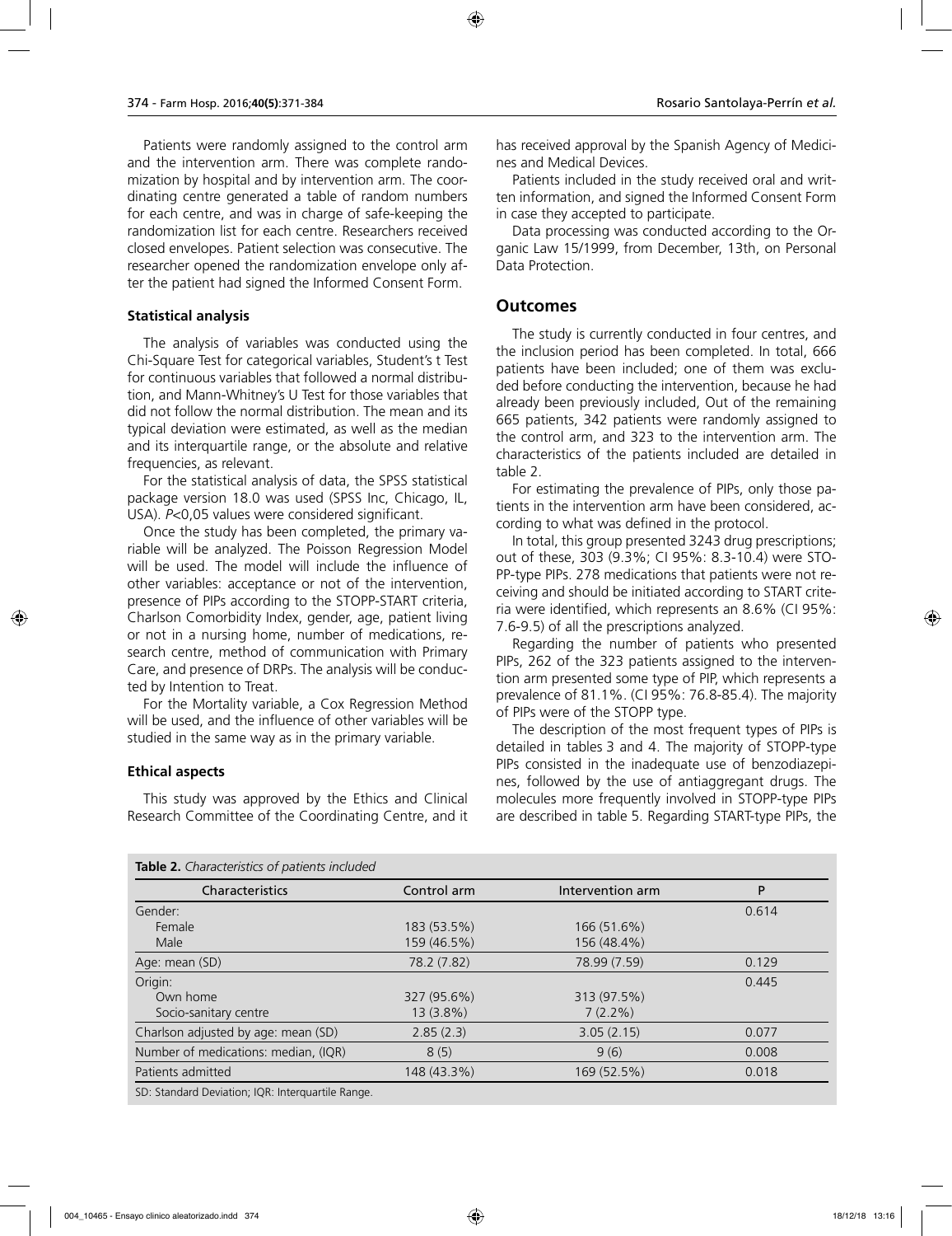Patients were randomly assigned to the control arm and the intervention arm. There was complete randomization by hospital and by intervention arm. The coordinating centre generated a table of random numbers for each centre, and was in charge of safe-keeping the randomization list for each centre. Researchers received closed envelopes. Patient selection was consecutive. The researcher opened the randomization envelope only after the patient had signed the Informed Consent Form.

### Statistical analysis

The analysis of variables was conducted using the Chi-Square Test for categorical variables, Student's t Test for continuous variables that followed a normal distribution, and Mann-Whitney's U Test for those variables that did not follow the normal distribution. The mean and its typical deviation were estimated, as well as the median and its interquartile range, or the absolute and relative frequencies, as relevant.

For the statistical analysis of data, the SPSS statistical package version 18.0 was used (SPSS Inc, Chicago, IL, USA). $P$<0,05 values were considered significant.

Once the study has been completed, the primary variable will be analyzed. The Poisson Regression Model will be used. The model will include the influence of other variables: acceptance or not of the intervention, presence of PIPs according to the STOPP-START criteria, Charlson Comorbidity Index, gender, age, patient living or not in a nursing home, number of medications, research centre, method of communication with Primary Care, and presence of DRPs. The analysis will be conducted by Intention to Treat.

For the Mortality variable, a Cox Regression Method will be used, and the influence of other variables will be studied in the same way as in the primary variable.

### Ethical aspects

This study was approved by the Ethics and Clinical Research Committee of the Coordinating Centre, and it has received approval by the Spanish Agency of Medicines and Medical Devices.

Patients included in the study received oral and written information, and signed the Informed Consent Form in case they accepted to participate.

Data processing was conducted according to the Organic Law 15/1999, from December, 13th, on Personal Data Protection.

## Outcomes

The study is currently conducted in four centres, and the inclusion period has been completed. In total, 666 patients have been included; one of them was excluded before conducting the intervention, because he had already been previously included, Out of the remaining 665 patients, 342 patients were randomly assigned to the control arm, and 323 to the intervention arm. The characteristics of the patients included are detailed in table 2.

For estimating the prevalence of PIPs, only those patients in the intervention arm have been considered, according to what was defined in the protocol.

In total, this group presented 3243 drug prescriptions; out of these, 303 (9.3%; CI 95%: 8.3-10.4) were STOPP-type PIPs. 278 medications that patients were not receiving and should be initiated according to START criteria were identified, which represents an 8.6% (CI 95%: 7.6-9.5) of all the prescriptions analyzed.

Regarding the number of patients who presented PIPs, 262 of the 323 patients assigned to the intervention arm presented some type of PIP, which represents a prevalence of 81.1%. (CI 95%: 76.8-85.4). The majority of PIPs were of the STOPP type.

The description of the most frequent types of PIPs is detailed in tables 3 and 4. The majority of STOPP-type PIPs consisted in the inadequate use of benzodiazepines, followed by the use of antiaggregant drugs. The molecules more frequently involved in STOPP-type PIPs are described in table 5. Regarding START-type PIPs, the

**Table 2.** *Characteristics of patients included*

| Characteristics | Control arm | Intervention arm | P |
|---|---|---|---|
| Gender: | | | 0.614 |
| Female | 183 (53.5%) | 166 (51.6%) | |
| Male | 159 (46.5%) | 156 (48.4%) | |
| Age: mean (SD) | 78.2 (7.82) | 78.99 (7.59) | 0.129 |
| Origin: | | | 0.445 |
| Own home | 327 (95.6%) | 313 (97.5%) | |
| Socio-sanitary centre | 13 (3.8%) | 7 (2.2%) | |
| Charlson adjusted by age: mean (SD) | 2.85 (2.3) | 3.05 (2.15) | 0.077 |
| Number of medications: median, (IQR) | 8 (5) | 9 (6) | 0.008 |
| Patients admitted | 148 (43.3%) | 169 (52.5%) | 0.018 |

SD: Standard Deviation; IQR: Interquartile Range.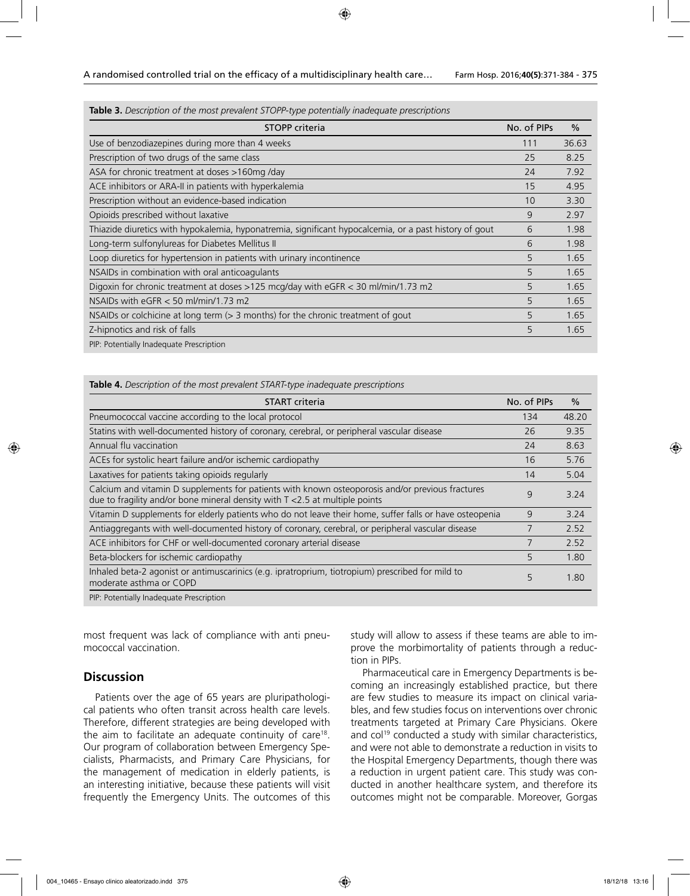**Table 3.** *Description of the most prevalent STOPP-type potentially inadequate prescriptions*

| STOPP criteria | No. of PIPs | % |
|---|---|---|
| Use of benzodiazepines during more than 4 weeks | 111 | 36.63 |
| Prescription of two drugs of the same class | 25 | 8.25 |
| ASA for chronic treatment at doses >160mg /day | 24 | 7.92 |
| ACE inhibitors or ARA-II in patients with hyperkalemia | 15 | 4.95 |
| Prescription without an evidence-based indication | 10 | 3.30 |
| Opioids prescribed without laxative | 9 | 2.97 |
| Thiazide diuretics with hypokalemia, hyponatremia, significant hypocalcemia, or a past history of gout | 6 | 1.98 |
| Long-term sulfonylureas for Diabetes Mellitus II | 6 | 1.98 |
| Loop diuretics for hypertension in patients with urinary incontinence | 5 | 1.65 |
| NSAIDs in combination with oral anticoagulants | 5 | 1.65 |
| Digoxin for chronic treatment at doses >125 mcg/day with eGFR < 30 ml/min/1.73 m2 | 5 | 1.65 |
| NSAIDs with eGFR < 50 ml/min/1.73 m2 | 5 | 1.65 |
| NSAIDs or colchicine at long term (> 3 months) for the chronic treatment of gout | 5 | 1.65 |
| Z-hipnotics and risk of falls | 5 | 1.65 |

PIP: Potentially Inadequate Prescription

**Table 4.** *Description of the most prevalent START-type inadequate prescriptions*

| START criteria | No. of PIPs | % |
|---|---|---|
| Pneumococcal vaccine according to the local protocol | 134 | 48.20 |
| Statins with well-documented history of coronary, cerebral, or peripheral vascular disease | 26 | 9.35 |
| Annual flu vaccination | 24 | 8.63 |
| ACEs for systolic heart failure and/or ischemic cardiopathy | 16 | 5.76 |
| Laxatives for patients taking opioids regularly | 14 | 5.04 |
| Calcium and vitamin D supplements for patients with known osteoporosis and/or previous fractures due to fragility and/or bone mineral density with T <2.5 at multiple points | 9 | 3.24 |
| Vitamin D supplements for elderly patients who do not leave their home, suffer falls or have osteopenia | 9 | 3.24 |
| Antiaggregants with well-documented history of coronary, cerebral, or peripheral vascular disease | 7 | 2.52 |
| ACE inhibitors for CHF or well-documented coronary arterial disease | 7 | 2.52 |
| Beta-blockers for ischemic cardiopathy | 5 | 1.80 |
| Inhaled beta-2 agonist or antimuscarinics (e.g. ipratroprium, tiotropium) prescribed for mild to moderate asthma or COPD | 5 | 1.80 |

PIP: Potentially Inadequate Prescription

most frequent was lack of compliance with anti pneumococcal vaccination.

## Discussion

Patients over the age of 65 years are pluripathological patients who often transit across health care levels. Therefore, different strategies are being developed with the aim to facilitate an adequate continuity of care[18]. Our program of collaboration between Emergency Specialists, Pharmacists, and Primary Care Physicians, for the management of medication in elderly patients, is an interesting initiative, because these patients will visit frequently the Emergency Units. The outcomes of this study will allow to assess if these teams are able to improve the morbimortality of patients through a reduction in PIPs.

Pharmaceutical care in Emergency Departments is becoming an increasingly established practice, but there are few studies to measure its impact on clinical variables, and few studies focus on interventions over chronic treatments targeted at Primary Care Physicians. Okere and col[19] conducted a study with similar characteristics, and were not able to demonstrate a reduction in visits to the Hospital Emergency Departments, though there was a reduction in urgent patient care. This study was conducted in another healthcare system, and therefore its outcomes might not be comparable. Moreover, Gorgas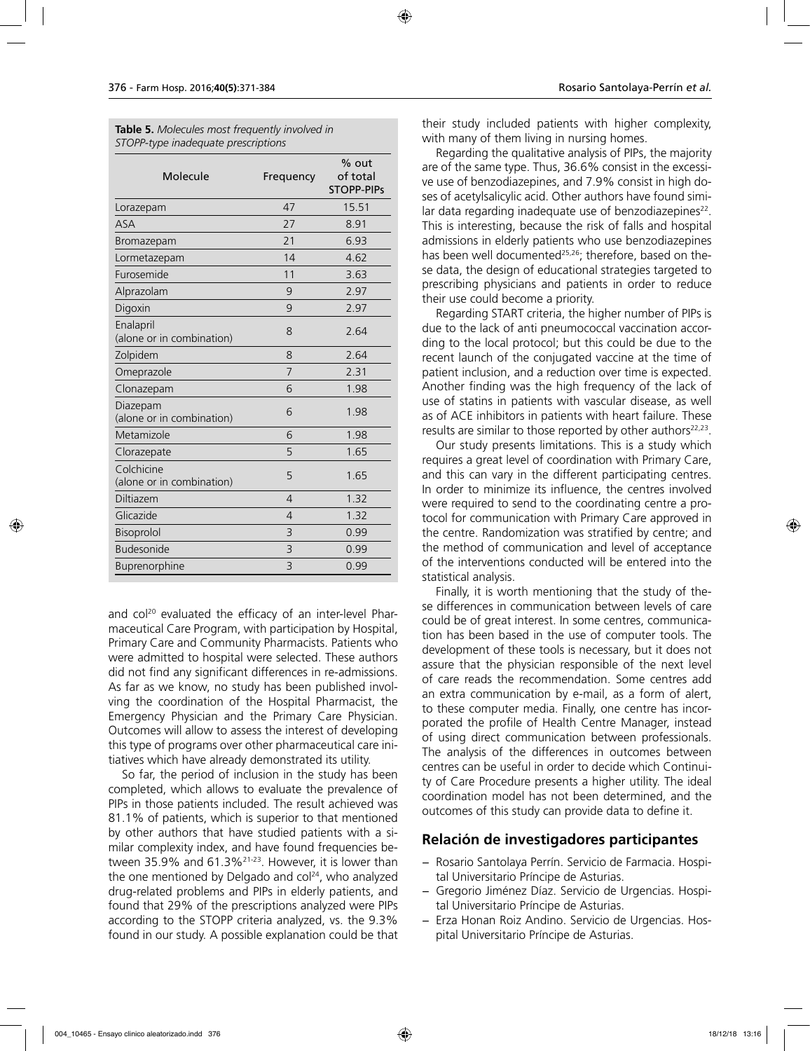**Table 5.** *Molecules most frequently involved in STOPP-type inadequate prescriptions*

| Molecule | Frequency | % out of total STOPP-PIPs |
|---|---|---|
| Lorazepam | 47 | 15.51 |
| ASA | 27 | 8.91 |
| Bromazepam | 21 | 6.93 |
| Lormetazepam | 14 | 4.62 |
| Furosemide | 11 | 3.63 |
| Alprazolam | 9 | 2.97 |
| Digoxin | 9 | 2.97 |
| Enalapril (alone or in combination) | 8 | 2.64 |
| Zolpidem | 8 | 2.64 |
| Omeprazole | 7 | 2.31 |
| Clonazepam | 6 | 1.98 |
| Diazepam (alone or in combination) | 6 | 1.98 |
| Metamizole | 6 | 1.98 |
| Clorazepate | 5 | 1.65 |
| Colchicine (alone or in combination) | 5 | 1.65 |
| Diltiazem | 4 | 1.32 |
| Glicazide | 4 | 1.32 |
| Bisoprolol | 3 | 0.99 |
| Budesonide | 3 | 0.99 |
| Buprenorphine | 3 | 0.99 |

and col[20] evaluated the efficacy of an inter-level Pharmaceutical Care Program, with participation by Hospital, Primary Care and Community Pharmacists. Patients who were admitted to hospital were selected. These authors did not find any significant differences in re-admissions. As far as we know, no study has been published involving the coordination of the Hospital Pharmacist, the Emergency Physician and the Primary Care Physician. Outcomes will allow to assess the interest of developing this type of programs over other pharmaceutical care initiatives which have already demonstrated its utility.

So far, the period of inclusion in the study has been completed, which allows to evaluate the prevalence of PIPs in those patients included. The result achieved was 81.1% of patients, which is superior to that mentioned by other authors that have studied patients with a similar complexity index, and have found frequencies between 35.9% and 61.3%[21-23]. However, it is lower than the one mentioned by Delgado and col[24], who analyzed drug-related problems and PIPs in elderly patients, and found that 29% of the prescriptions analyzed were PIPs according to the STOPP criteria analyzed, vs. the 9.3% found in our study. A possible explanation could be that their study included patients with higher complexity, with many of them living in nursing homes.

Regarding the qualitative analysis of PIPs, the majority are of the same type. Thus, 36.6% consist in the excessive use of benzodiazepines, and 7.9% consist in high doses of acetylsalicylic acid. Other authors have found similar data regarding inadequate use of benzodiazepines[22]. This is interesting, because the risk of falls and hospital admissions in elderly patients who use benzodiazepines has been well documented[25,26]; therefore, based on these data, the design of educational strategies targeted to prescribing physicians and patients in order to reduce their use could become a priority.

Regarding START criteria, the higher number of PIPs is due to the lack of anti pneumococcal vaccination according to the local protocol; but this could be due to the recent launch of the conjugated vaccine at the time of patient inclusion, and a reduction over time is expected. Another finding was the high frequency of the lack of use of statins in patients with vascular disease, as well as of ACE inhibitors in patients with heart failure. These results are similar to those reported by other authors[22,23].

Our study presents limitations. This is a study which requires a great level of coordination with Primary Care, and this can vary in the different participating centres. In order to minimize its influence, the centres involved were required to send to the coordinating centre a protocol for communication with Primary Care approved in the centre. Randomization was stratified by centre; and the method of communication and level of acceptance of the interventions conducted will be entered into the statistical analysis.

Finally, it is worth mentioning that the study of these differences in communication between levels of care could be of great interest. In some centres, communication has been based in the use of computer tools. The development of these tools is necessary, but it does not assure that the physician responsible of the next level of care reads the recommendation. Some centres add an extra communication by e-mail, as a form of alert, to these computer media. Finally, one centre has incorporated the profile of Health Centre Manager, instead of using direct communication between professionals. The analysis of the differences in outcomes between centres can be useful in order to decide which Continuity of Care Procedure presents a higher utility. The ideal coordination model has not been determined, and the outcomes of this study can provide data to define it.

## Relación de investigadores participantes

- Rosario Santolaya Perrín. Servicio de Farmacia. Hospital Universitario Príncipe de Asturias.
- Gregorio Jiménez Díaz. Servicio de Urgencias. Hospital Universitario Príncipe de Asturias.
- Erza Honan Roiz Andino. Servicio de Urgencias. Hospital Universitario Príncipe de Asturias.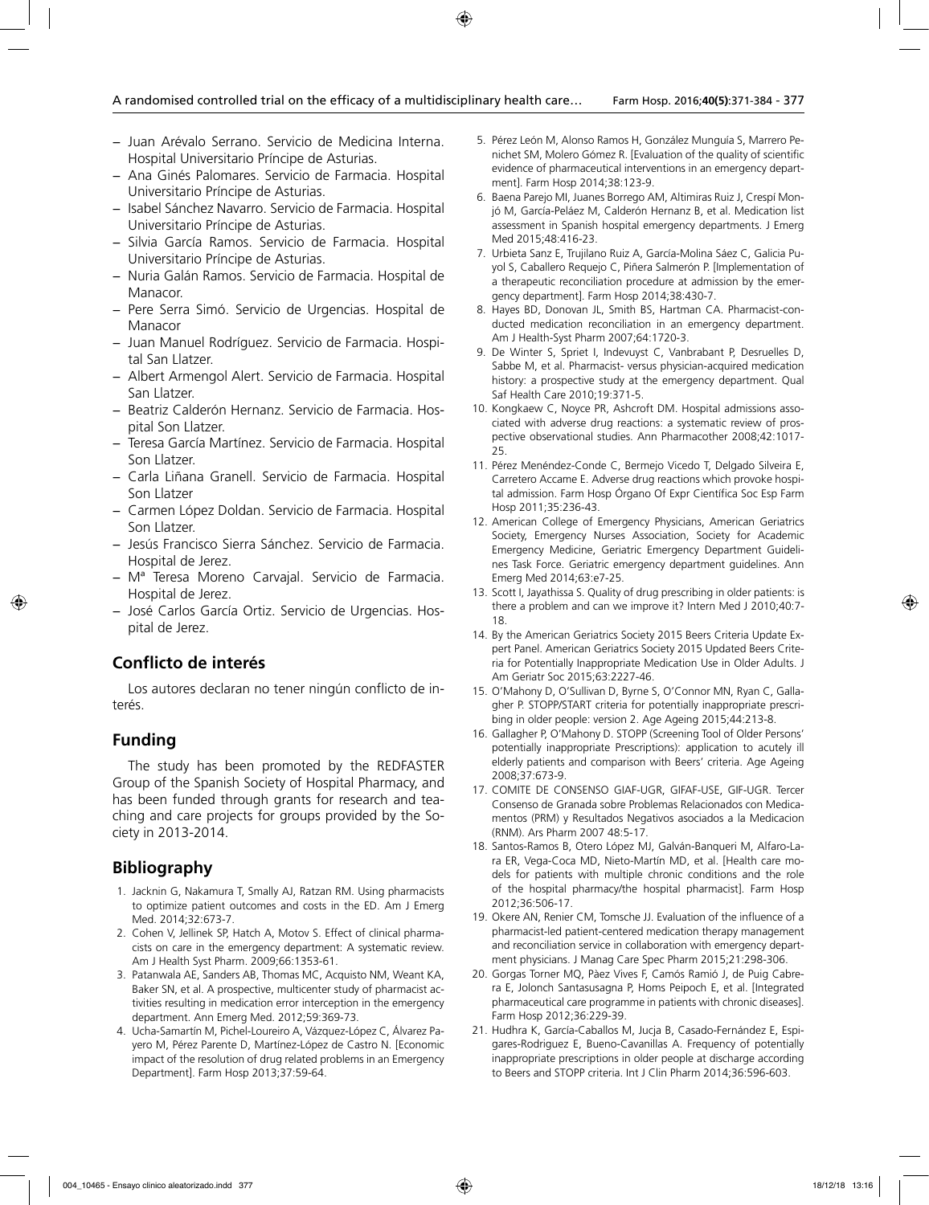- Juan Arévalo Serrano. Servicio de Medicina Interna. Hospital Universitario Príncipe de Asturias.
- Ana Ginés Palomares. Servicio de Farmacia. Hospital Universitario Príncipe de Asturias.
- Isabel Sánchez Navarro. Servicio de Farmacia. Hospital Universitario Príncipe de Asturias.
- Silvia García Ramos. Servicio de Farmacia. Hospital Universitario Príncipe de Asturias.
- Nuria Galán Ramos. Servicio de Farmacia. Hospital de Manacor.
- Pere Serra Simó. Servicio de Urgencias. Hospital de Manacor
- Juan Manuel Rodríguez. Servicio de Farmacia. Hospital San Llatzer.
- Albert Armengol Alert. Servicio de Farmacia. Hospital San Llatzer.
- Beatriz Calderón Hernanz. Servicio de Farmacia. Hospital Son Llatzer.
- Teresa García Martínez. Servicio de Farmacia. Hospital Son Llatzer.
- Carla Liñana Granell. Servicio de Farmacia. Hospital Son Llatzer
- Carmen López Doldan. Servicio de Farmacia. Hospital Son Llatzer.
- Jesús Francisco Sierra Sánchez. Servicio de Farmacia. Hospital de Jerez.
- Mª Teresa Moreno Carvajal. Servicio de Farmacia. Hospital de Jerez.
- José Carlos García Ortiz. Servicio de Urgencias. Hospital de Jerez.

## Conflicto de interés

Los autores declaran no tener ningún conflicto de interés.

## Funding

The study has been promoted by the REDFASTER Group of the Spanish Society of Hospital Pharmacy, and has been funded through grants for research and teaching and care projects for groups provided by the Society in 2013-2014.

## Bibliography

1. Jacknin G, Nakamura T, Smally AJ, Ratzan RM. Using pharmacists to optimize patient outcomes and costs in the ED. Am J Emerg Med. 2014;32:673-7.
2. Cohen V, Jellinek SP, Hatch A, Motov S. Effect of clinical pharmacists on care in the emergency department: A systematic review. Am J Health Syst Pharm. 2009;66:1353-61.
3. Patanwala AE, Sanders AB, Thomas MC, Acquisto NM, Weant KA, Baker SN, et al. A prospective, multicenter study of pharmacist activities resulting in medication error interception in the emergency department. Ann Emerg Med. 2012;59:369-73.
4. Ucha-Samartín M, Pichel-Loureiro A, Vázquez-López C, Álvarez Payero M, Pérez Parente D, Martínez-López de Castro N. [Economic impact of the resolution of drug related problems in an Emergency Department]. Farm Hosp 2013;37:59-64.
5. Pérez León M, Alonso Ramos H, González Munguía S, Marrero Penichet SM, Molero Gómez R. [Evaluation of the quality of scientific evidence of pharmaceutical interventions in an emergency department]. Farm Hosp 2014;38:123-9.
6. Baena Parejo MI, Juanes Borrego AM, Altimiras Ruiz J, Crespí Monjó M, García-Peláez M, Calderón Hernanz B, et al. Medication list assessment in Spanish hospital emergency departments. J Emerg Med 2015;48:416-23.
7. Urbieta Sanz E, Trujilano Ruiz A, García-Molina Sáez C, Galicia Puyol S, Caballero Requejo C, Piñera Salmerón P. [Implementation of a therapeutic reconciliation procedure at admission by the emergency department]. Farm Hosp 2014;38:430-7.
8. Hayes BD, Donovan JL, Smith BS, Hartman CA. Pharmacist-conducted medication reconciliation in an emergency department. Am J Health-Syst Pharm 2007;64:1720-3.
9. De Winter S, Spriet I, Indevuyst C, Vanbrabant P, Desruelles D, Sabbe M, et al. Pharmacist- versus physician-acquired medication history: a prospective study at the emergency department. Qual Saf Health Care 2010;19:371-5.
10. Kongkaew C, Noyce PR, Ashcroft DM. Hospital admissions associated with adverse drug reactions: a systematic review of prospective observational studies. Ann Pharmacother 2008;42:1017-25.
11. Pérez Menéndez-Conde C, Bermejo Vicedo T, Delgado Silveira E, Carretero Accame E. Adverse drug reactions which provoke hospital admission. Farm Hosp Órgano Of Expr Científica Soc Esp Farm Hosp 2011;35:236-43.
12. American College of Emergency Physicians, American Geriatrics Society, Emergency Nurses Association, Society for Academic Emergency Medicine, Geriatric Emergency Department Guidelines Task Force. Geriatric emergency department guidelines. Ann Emerg Med 2014;63:e7-25.
13. Scott I, Jayathissa S. Quality of drug prescribing in older patients: is there a problem and can we improve it? Intern Med J 2010;40:7-18.
14. By the American Geriatrics Society 2015 Beers Criteria Update Expert Panel. American Geriatrics Society 2015 Updated Beers Criteria for Potentially Inappropriate Medication Use in Older Adults. J Am Geriatr Soc 2015;63:2227-46.
15. O'Mahony D, O'Sullivan D, Byrne S, O'Connor MN, Ryan C, Gallagher P. STOPP/START criteria for potentially inappropriate prescribing in older people: version 2. Age Ageing 2015;44:213-8.
16. Gallagher P, O'Mahony D. STOPP (Screening Tool of Older Persons' potentially inappropriate Prescriptions): application to acutely ill elderly patients and comparison with Beers' criteria. Age Ageing 2008;37:673-9.
17. COMITE DE CONSENSO GIAF-UGR, GIFAF-USE, GIF-UGR. Tercer Consenso de Granada sobre Problemas Relacionados con Medicamentos (PRM) y Resultados Negativos asociados a la Medicacion (RNM). Ars Pharm 2007 48:5-17.
18. Santos-Ramos B, Otero López MJ, Galván-Banqueri M, Alfaro-Lara ER, Vega-Coca MD, Nieto-Martín MD, et al. [Health care models for patients with multiple chronic conditions and the role of the hospital pharmacy/the hospital pharmacist]. Farm Hosp 2012;36:506-17.
19. Okere AN, Renier CM, Tomsche JJ. Evaluation of the influence of a pharmacist-led patient-centered medication therapy management and reconciliation service in collaboration with emergency department physicians. J Manag Care Spec Pharm 2015;21:298-306.
20. Gorgas Torner MQ, Pàez Vives F, Camós Ramió J, de Puig Cabrera E, Jolonch Santasusagna P, Homs Peipoch E, et al. [Integrated pharmaceutical care programme in patients with chronic diseases]. Farm Hosp 2012;36:229-39.
21. Hudhra K, García-Caballos M, Jucja B, Casado-Fernández E, Espigares-Rodriguez E, Bueno-Cavanillas A. Frequency of potentially inappropriate prescriptions in older people at discharge according to Beers and STOPP criteria. Int J Clin Pharm 2014;36:596-603.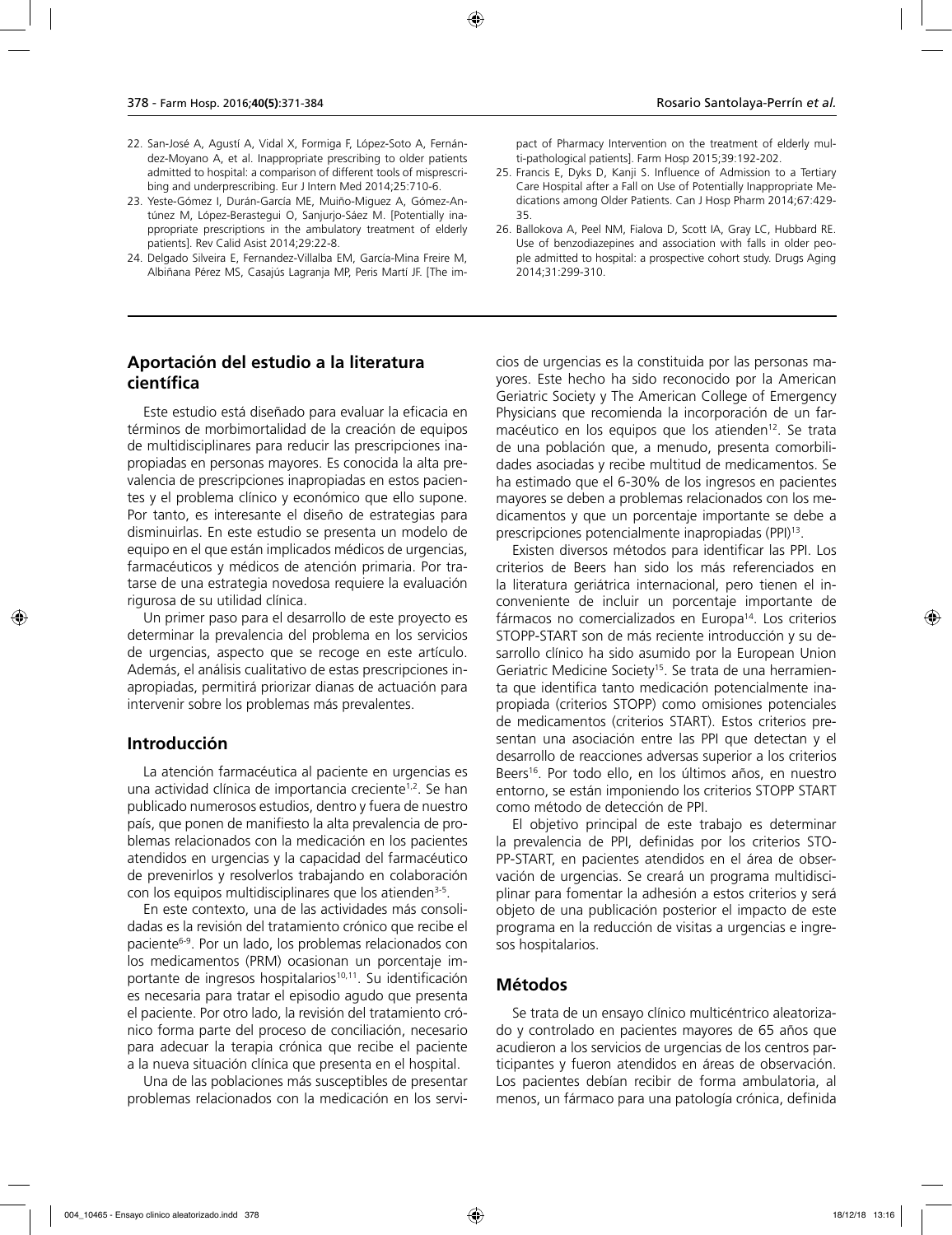22. San-José A, Agustí A, Vidal X, Formiga F, López-Soto A, Fernández-Moyano A, et al. Inappropriate prescribing to older patients admitted to hospital: a comparison of different tools of misprescribing and underprescribing. Eur J Intern Med 2014;25:710-6.
23. Yeste-Gómez I, Durán-García ME, Muiño-Miguez A, Gómez-Antúnez M, López-Berastegui O, Sanjurjo-Sáez M. [Potentially inappropriate prescriptions in the ambulatory treatment of elderly patients]. Rev Calid Asist 2014;29:22-8.
24. Delgado Silveira E, Fernandez-Villalba EM, García-Mina Freire M, Albiñana Pérez MS, Casajús Lagranja MP, Peris Martí JF. [The impact of Pharmacy Intervention on the treatment of elderly multi-pathological patients]. Farm Hosp 2015;39:192-202.
25. Francis E, Dyks D, Kanji S. Influence of Admission to a Tertiary Care Hospital after a Fall on Use of Potentially Inappropriate Medications among Older Patients. Can J Hosp Pharm 2014;67:429-35.
26. Ballokova A, Peel NM, Fialova D, Scott IA, Gray LC, Hubbard RE. Use of benzodiazepines and association with falls in older people admitted to hospital: a prospective cohort study. Drugs Aging 2014;31:299-310.

## Aportación del estudio a la literatura científica

Este estudio está diseñado para evaluar la eficacia en términos de morbimortalidad de la creación de equipos de multidisciplinares para reducir las prescripciones inapropiadas en personas mayores. Es conocida la alta prevalencia de prescripciones inapropiadas en estos pacientes y el problema clínico y económico que ello supone. Por tanto, es interesante el diseño de estrategias para disminuirlas. En este estudio se presenta un modelo de equipo en el que están implicados médicos de urgencias, farmacéuticos y médicos de atención primaria. Por tratarse de una estrategia novedosa requiere la evaluación rigurosa de su utilidad clínica.

Un primer paso para el desarrollo de este proyecto es determinar la prevalencia del problema en los servicios de urgencias, aspecto que se recoge en este artículo. Además, el análisis cualitativo de estas prescripciones inapropiadas, permitirá priorizar dianas de actuación para intervenir sobre los problemas más prevalentes.

## Introducción

La atención farmacéutica al paciente en urgencias es una actividad clínica de importancia creciente[1,2]. Se han publicado numerosos estudios, dentro y fuera de nuestro país, que ponen de manifiesto la alta prevalencia de problemas relacionados con la medicación en los pacientes atendidos en urgencias y la capacidad del farmacéutico de prevenirlos y resolverlos trabajando en colaboración con los equipos multidisciplinares que los atienden[3-5].

En este contexto, una de las actividades más consolidadas es la revisión del tratamiento crónico que recibe el paciente[6-9]. Por un lado, los problemas relacionados con los medicamentos (PRM) ocasionan un porcentaje importante de ingresos hospitalarios[10,11]. Su identificación es necesaria para tratar el episodio agudo que presenta el paciente. Por otro lado, la revisión del tratamiento crónico forma parte del proceso de conciliación, necesario para adecuar la terapia crónica que recibe el paciente a la nueva situación clínica que presenta en el hospital.

Una de las poblaciones más susceptibles de presentar problemas relacionados con la medicación en los servicios de urgencias es la constituida por las personas mayores. Este hecho ha sido reconocido por la American Geriatric Society y The American College of Emergency Physicians que recomienda la incorporación de un farmacéutico en los equipos que los atienden[12]. Se trata de una población que, a menudo, presenta comorbilidades asociadas y recibe multitud de medicamentos. Se ha estimado que el 6-30% de los ingresos en pacientes mayores se deben a problemas relacionados con los medicamentos y que un porcentaje importante se debe a prescripciones potencialmente inapropiadas (PPI)[13].

Existen diversos métodos para identificar las PPI. Los criterios de Beers han sido los más referenciados en la literatura geriátrica internacional, pero tienen el inconveniente de incluir un porcentaje importante de fármacos no comercializados en Europa[14]. Los criterios STOPP-START son de más reciente introducción y su desarrollo clínico ha sido asumido por la European Union Geriatric Medicine Society[15]. Se trata de una herramienta que identifica tanto medicación potencialmente inapropiada (criterios STOPP) como omisiones potenciales de medicamentos (criterios START). Estos criterios presentan una asociación entre las PPI que detectan y el desarrollo de reacciones adversas superior a los criterios Beers[16]. Por todo ello, en los últimos años, en nuestro entorno, se están imponiendo los criterios STOPP START como método de detección de PPI.

El objetivo principal de este trabajo es determinar la prevalencia de PPI, definidas por los criterios STOPP-START, en pacientes atendidos en el área de observación de urgencias. Se creará un programa multidisciplinar para fomentar la adhesión a estos criterios y será objeto de una publicación posterior el impacto de este programa en la reducción de visitas a urgencias e ingresos hospitalarios.

## Métodos

Se trata de un ensayo clínico multicéntrico aleatorizado y controlado en pacientes mayores de 65 años que acudieron a los servicios de urgencias de los centros participantes y fueron atendidos en áreas de observación. Los pacientes debían recibir de forma ambulatoria, al menos, un fármaco para una patología crónica, definida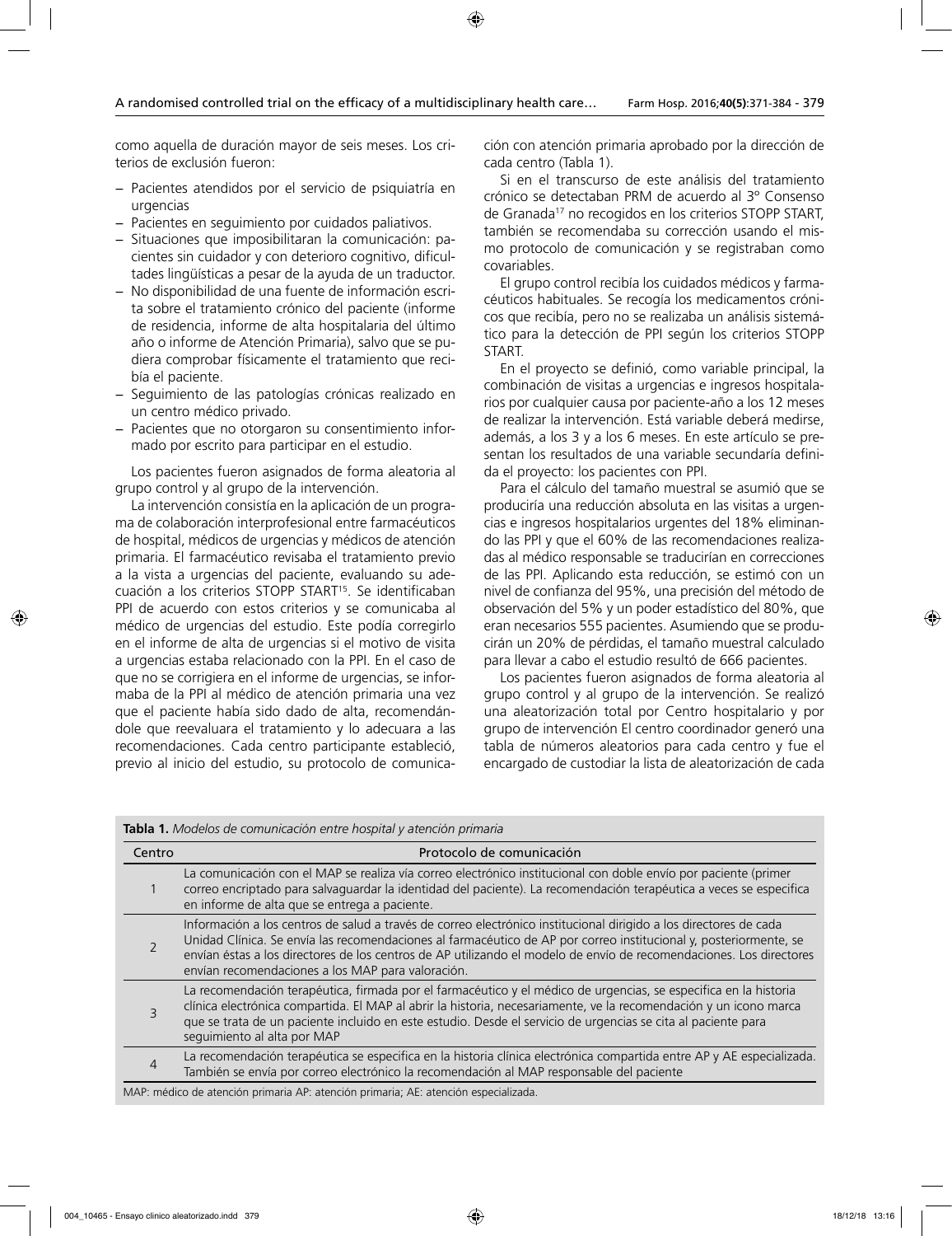como aquella de duración mayor de seis meses. Los criterios de exclusión fueron:

- Pacientes atendidos por el servicio de psiquiatría en urgencias
- Pacientes en seguimiento por cuidados paliativos.
- Situaciones que imposibilitaran la comunicación: pacientes sin cuidador y con deterioro cognitivo, dificultades lingüísticas a pesar de la ayuda de un traductor.
- No disponibilidad de una fuente de información escrita sobre el tratamiento crónico del paciente (informe de residencia, informe de alta hospitalaria del último año o informe de Atención Primaria), salvo que se pudiera comprobar físicamente el tratamiento que recibía el paciente.
- Seguimiento de las patologías crónicas realizado en un centro médico privado.
- Pacientes que no otorgaron su consentimiento informado por escrito para participar en el estudio.

Los pacientes fueron asignados de forma aleatoria al grupo control y al grupo de la intervención.

La intervención consistía en la aplicación de un programa de colaboración interprofesional entre farmacéuticos de hospital, médicos de urgencias y médicos de atención primaria. El farmacéutico revisaba el tratamiento previo a la vista a urgencias del paciente, evaluando su adecuación a los criterios STOPP START[15]. Se identificaban PPI de acuerdo con estos criterios y se comunicaba al médico de urgencias del estudio. Este podía corregirlo en el informe de alta de urgencias si el motivo de visita a urgencias estaba relacionado con la PPI. En el caso de que no se corrigiera en el informe de urgencias, se informaba de la PPI al médico de atención primaria una vez que el paciente había sido dado de alta, recomendándole que reevaluara el tratamiento y lo adecuara a las recomendaciones. Cada centro participante estableció, previo al inicio del estudio, su protocolo de comunicación con atención primaria aprobado por la dirección de cada centro (Tabla 1).

Si en el transcurso de este análisis del tratamiento crónico se detectaban PRM de acuerdo al 3º Consenso de Granada[17] no recogidos en los criterios STOPP START, también se recomendaba su corrección usando el mismo protocolo de comunicación y se registraban como covariables.

El grupo control recibía los cuidados médicos y farmacéuticos habituales. Se recogía los medicamentos crónicos que recibía, pero no se realizaba un análisis sistemático para la detección de PPI según los criterios STOPP START.

En el proyecto se definió, como variable principal, la combinación de visitas a urgencias e ingresos hospitalarios por cualquier causa por paciente-año a los 12 meses de realizar la intervención. Está variable deberá medirse, además, a los 3 y a los 6 meses. En este artículo se presentan los resultados de una variable secundaría definida el proyecto: los pacientes con PPI.

Para el cálculo del tamaño muestral se asumió que se produciría una reducción absoluta en las visitas a urgencias e ingresos hospitalarios urgentes del 18% eliminando las PPI y que el 60% de las recomendaciones realizadas al médico responsable se traducirían en correcciones de las PPI. Aplicando esta reducción, se estimó con un nivel de confianza del 95%, una precisión del método de observación del 5% y un poder estadístico del 80%, que eran necesarios 555 pacientes. Asumiendo que se producirán un 20% de pérdidas, el tamaño muestral calculado para llevar a cabo el estudio resultó de 666 pacientes.

Los pacientes fueron asignados de forma aleatoria al grupo control y al grupo de la intervención. Se realizó una aleatorización total por Centro hospitalario y por grupo de intervención El centro coordinador generó una tabla de números aleatorios para cada centro y fue el encargado de custodiar la lista de aleatorización de cada

**Tabla 1.** *Modelos de comunicación entre hospital y atención primaria*

| Centro | Protocolo de comunicación |
|---|---|
| 1 | La comunicación con el MAP se realiza vía correo electrónico institucional con doble envío por paciente (primer correo encriptado para salvaguardar la identidad del paciente). La recomendación terapéutica a veces se especifica en informe de alta que se entrega a paciente. |
| 2 | Información a los centros de salud a través de correo electrónico institucional dirigido a los directores de cada Unidad Clínica. Se envía las recomendaciones al farmacéutico de AP por correo institucional y, posteriormente, se envían éstas a los directores de los centros de AP utilizando el modelo de envío de recomendaciones. Los directores envían recomendaciones a los MAP para valoración. |
| 3 | La recomendación terapéutica, firmada por el farmacéutico y el médico de urgencias, se especifica en la historia clínica electrónica compartida. El MAP al abrir la historia, necesariamente, ve la recomendación y un icono marca que se trata de un paciente incluido en este estudio. Desde el servicio de urgencias se cita al paciente para seguimiento al alta por MAP |
| 4 | La recomendación terapéutica se especifica en la historia clínica electrónica compartida entre AP y AE especializada. También se envía por correo electrónico la recomendación al MAP responsable del paciente |

MAP: médico de atención primaria AP: atención primaria; AE: atención especializada.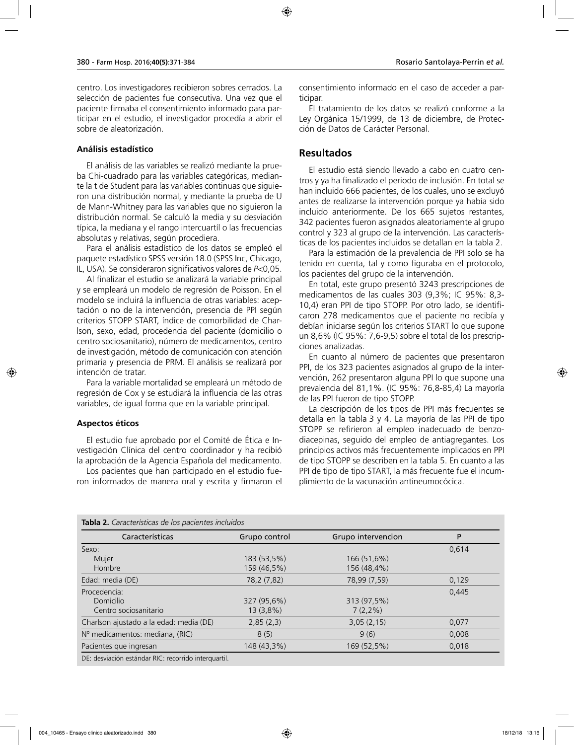centro. Los investigadores recibieron sobres cerrados. La selección de pacientes fue consecutiva. Una vez que el paciente firmaba el consentimiento informado para participar en el estudio, el investigador procedía a abrir el sobre de aleatorización.

### Análisis estadístico

El análisis de las variables se realizó mediante la prueba Chi-cuadrado para las variables categóricas, mediante la t de Student para las variables continuas que siguieron una distribución normal, y mediante la prueba de U de Mann-Whitney para las variables que no siguieron la distribución normal. Se calculó la media y su desviación típica, la mediana y el rango intercuartíl o las frecuencias absolutas y relativas, según procediera.

Para el análisis estadístico de los datos se empleó el paquete estadístico SPSS versión 18.0 (SPSS Inc, Chicago, IL, USA). Se consideraron significativos valores de $P<0,05$.

Al finalizar el estudio se analizará la variable principal y se empleará un modelo de regresión de Poisson. En el modelo se incluirá la influencia de otras variables: aceptación o no de la intervención, presencia de PPI según criterios STOPP START, índice de comorbilidad de Charlson, sexo, edad, procedencia del paciente (domicilio o centro sociosanitario), número de medicamentos, centro de investigación, método de comunicación con atención primaria y presencia de PRM. El análisis se realizará por intención de tratar.

Para la variable mortalidad se empleará un método de regresión de Cox y se estudiará la influencia de las otras variables, de igual forma que en la variable principal.

### Aspectos éticos

El estudio fue aprobado por el Comité de Ética e Investigación Clínica del centro coordinador y ha recibió la aprobación de la Agencia Española del medicamento.

Los pacientes que han participado en el estudio fueron informados de manera oral y escrita y firmaron el consentimiento informado en el caso de acceder a participar.

El tratamiento de los datos se realizó conforme a la Ley Orgánica 15/1999, de 13 de diciembre, de Protección de Datos de Carácter Personal.

## Resultados

El estudio está siendo llevado a cabo en cuatro centros y ya ha finalizado el periodo de inclusión. En total se han incluido 666 pacientes, de los cuales, uno se excluyó antes de realizarse la intervención porque ya había sido incluido anteriormente. De los 665 sujetos restantes, 342 pacientes fueron asignados aleatoriamente al grupo control y 323 al grupo de la intervención. Las características de los pacientes incluidos se detallan en la tabla 2.

Para la estimación de la prevalencia de PPI solo se ha tenido en cuenta, tal y como figuraba en el protocolo, los pacientes del grupo de la intervención.

En total, este grupo presentó 3243 prescripciones de medicamentos de las cuales 303 (9,3%; IC 95%: 8,3-10,4) eran PPI de tipo STOPP. Por otro lado, se identificaron 278 medicamentos que el paciente no recibía y debían iniciarse según los criterios START lo que supone un 8,6% (IC 95%: 7,6-9,5) sobre el total de las prescripciones analizadas.

En cuanto al número de pacientes que presentaron PPI, de los 323 pacientes asignados al grupo de la intervención, 262 presentaron alguna PPI lo que supone una prevalencia del 81,1%. (IC 95%: 76,8-85,4) La mayoría de las PPI fueron de tipo STOPP.

La descripción de los tipos de PPI más frecuentes se detalla en la tabla 3 y 4. La mayoría de las PPI de tipo STOPP se refirieron al empleo inadecuado de benzodiacepinas, seguido del empleo de antiagregantes. Los principios activos más frecuentemente implicados en PPI de tipo STOPP se describen en la tabla 5. En cuanto a las PPI de tipo de tipo START, la más frecuente fue el incumplimiento de la vacunación antineumocócica.

**Tabla 2.** *Características de los pacientes incluidos*

| Características | Grupo control | Grupo intervencion | P |
|---|---|---|---|
| Sexo: | | | 0,614 |
| Mujer | 183 (53,5%) | 166 (51,6%) | |
| Hombre | 159 (46,5%) | 156 (48,4%) | |
| Edad: media (DE) | 78,2 (7,82) | 78,99 (7,59) | 0,129 |
| Procedencia: | | | 0,445 |
| Domicilio | 327 (95,6%) | 313 (97,5%) | |
| Centro sociosanitario | 13 (3,8%) | 7 (2,2%) | |
| Charlson ajustado a la edad: media (DE) | 2,85 (2,3) | 3,05 (2,15) | 0,077 |
| Nº medicamentos: mediana, (RIC) | 8 (5) | 9 (6) | 0,008 |
| Pacientes que ingresan | 148 (43,3%) | 169 (52,5%) | 0,018 |

DE: desviación estándar RIC: recorrido interquartil.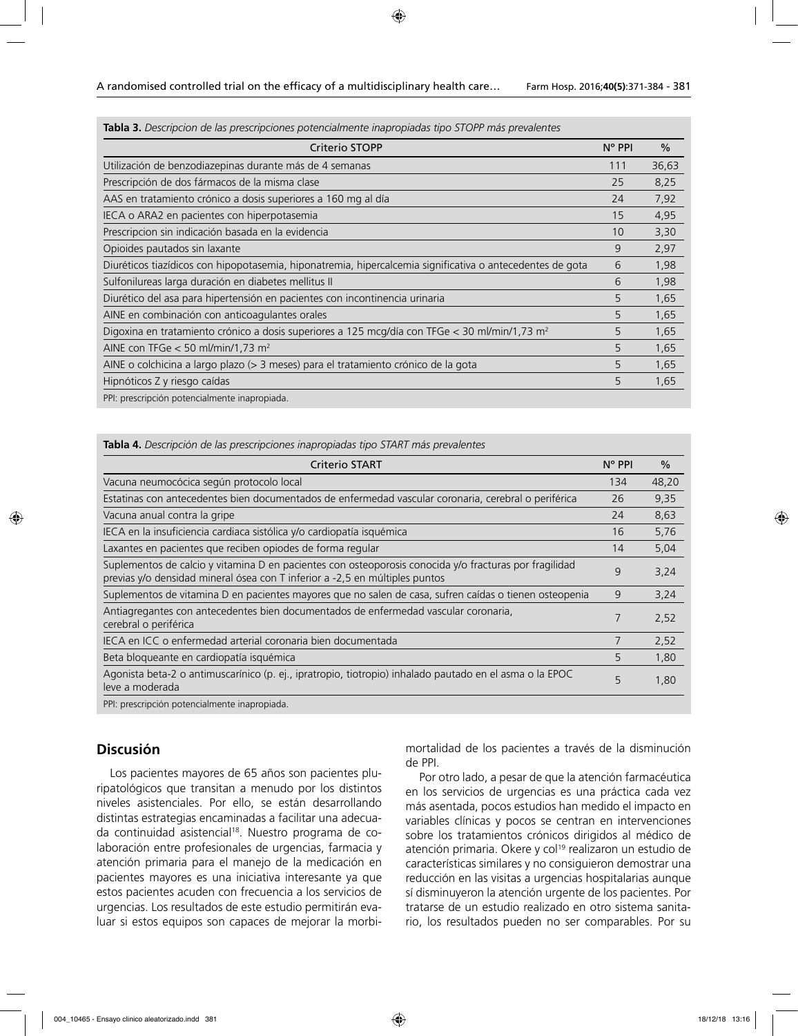**Tabla 3.** *Descripcion de las prescripciones potencialmente inapropiadas tipo STOPP más prevalentes*

| Criterio STOPP | Nº PPI | % |
|---|---|---|
| Utilización de benzodiazepinas durante más de 4 semanas | 111 | 36,63 |
| Prescripción de dos fármacos de la misma clase | 25 | 8,25 |
| AAS en tratamiento crónico a dosis superiores a 160 mg al día | 24 | 7,92 |
| IECA o ARA2 en pacientes con hiperpotasemia | 15 | 4,95 |
| Prescripcion sin indicación basada en la evidencia | 10 | 3,30 |
| Opioides pautados sin laxante | 9 | 2,97 |
| Diuréticos tiazídicos con hipopotasemia, hiponatremia, hipercalcemia significativa o antecedentes de gota | 6 | 1,98 |
| Sulfonilureas larga duración en diabetes mellitus II | 6 | 1,98 |
| Diurético del asa para hipertensión en pacientes con incontinencia urinaria | 5 | 1,65 |
| AINE en combinación con anticoagulantes orales | 5 | 1,65 |
| Digoxina en tratamiento crónico a dosis superiores a 125 mcg/día con TFGe < 30 ml/min/1,73 m$^2$ | 5 | 1,65 |
| AINE con TFGe < 50 ml/min/1,73 m$^2$ | 5 | 1,65 |
| AINE o colchicina a largo plazo (> 3 meses) para el tratamiento crónico de la gota | 5 | 1,65 |
| Hipnóticos Z y riesgo caídas | 5 | 1,65 |

PPI: prescripción potencialmente inapropiada.

**Tabla 4.** *Descripción de las prescripciones inapropiadas tipo START más prevalentes*

| Criterio START | Nº PPI | % |
|---|---|---|
| Vacuna neumocócica según protocolo local | 134 | 48,20 |
| Estatinas con antecedentes bien documentados de enfermedad vascular coronaria, cerebral o periférica | 26 | 9,35 |
| Vacuna anual contra la gripe | 24 | 8,63 |
| IECA en la insuficiencia cardiaca sistólica y/o cardiopatía isquémica | 16 | 5,76 |
| Laxantes en pacientes que reciben opiodes de forma regular | 14 | 5,04 |
| Suplementos de calcio y vitamina D en pacientes con osteoporosis conocida y/o fracturas por fragilidad previas y/o densidad mineral ósea con T inferior a -2,5 en múltiples puntos | 9 | 3,24 |
| Suplementos de vitamina D en pacientes mayores que no salen de casa, sufren caídas o tienen osteopenia | 9 | 3,24 |
| Antiagregantes con antecedentes bien documentados de enfermedad vascular coronaria, cerebral o periférica | 7 | 2,52 |
| IECA en ICC o enfermedad arterial coronaria bien documentada | 7 | 2,52 |
| Beta bloqueante en cardiopatía isquémica | 5 | 1,80 |
| Agonista beta-2 o antimuscarínico (p. ej., ipratropio, tiotropio) inhalado pautado en el asma o la EPOC leve a moderada | 5 | 1,80 |

PPI: prescripción potencialmente inapropiada.

## Discusión

Los pacientes mayores de 65 años son pacientes pluripatológicos que transitan a menudo por los distintos niveles asistenciales. Por ello, se están desarrollando distintas estrategias encaminadas a facilitar una adecuada continuidad asistencial[18]. Nuestro programa de colaboración entre profesionales de urgencias, farmacia y atención primaria para el manejo de la medicación en pacientes mayores es una iniciativa interesante ya que estos pacientes acuden con frecuencia a los servicios de urgencias. Los resultados de este estudio permitirán evaluar si estos equipos son capaces de mejorar la morbimortalidad de los pacientes a través de la disminución de PPI.

Por otro lado, a pesar de que la atención farmacéutica en los servicios de urgencias es una práctica cada vez más asentada, pocos estudios han medido el impacto en variables clínicas y pocos se centran en intervenciones sobre los tratamientos crónicos dirigidos al médico de atención primaria. Okere y col[19] realizaron un estudio de características similares y no consiguieron demostrar una reducción en las visitas a urgencias hospitalarias aunque sí disminuyeron la atención urgente de los pacientes. Por tratarse de un estudio realizado en otro sistema sanitario, los resultados pueden no ser comparables. Por su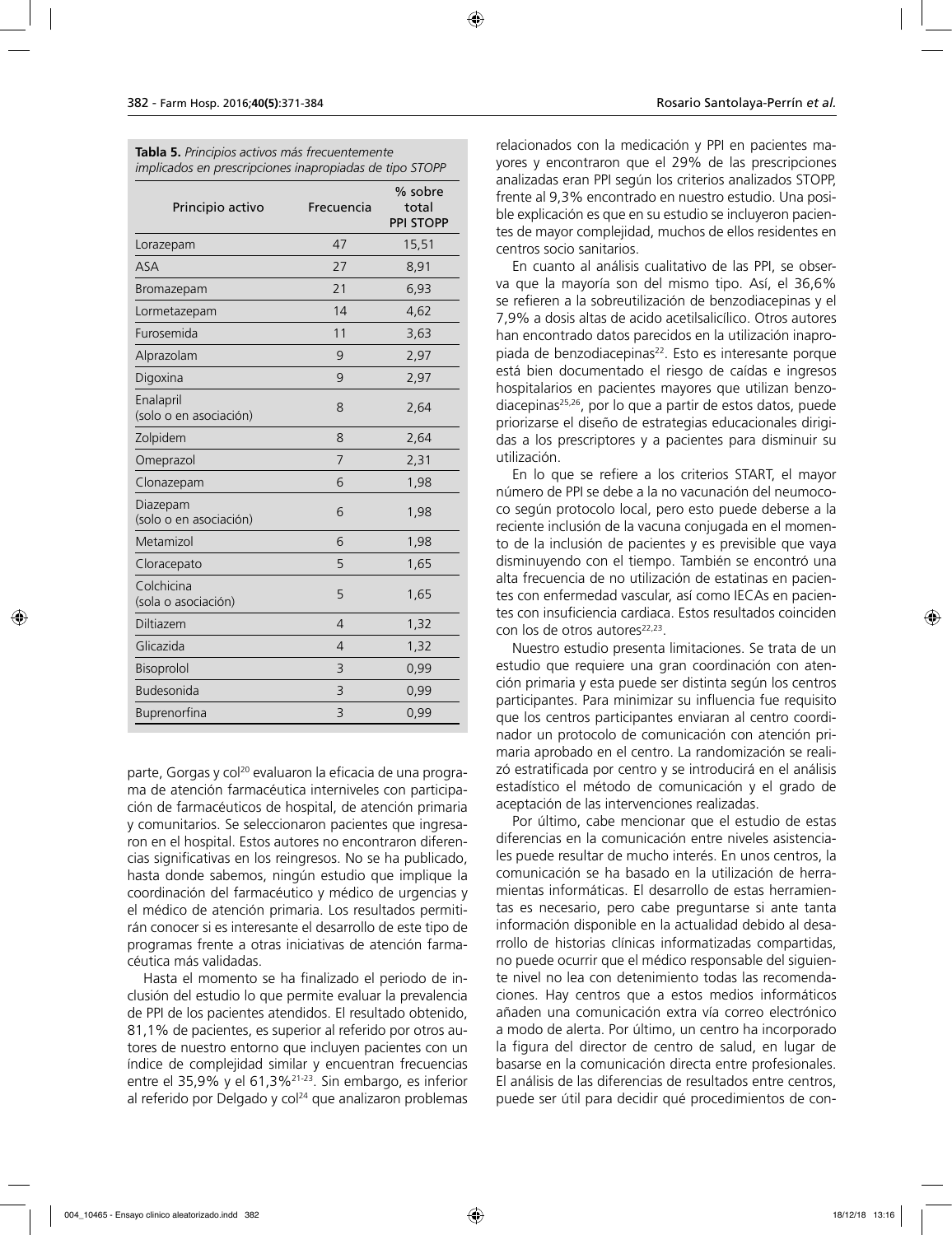**Tabla 5.** *Principios activos más frecuentemente implicados en prescripciones inapropiadas de tipo STOPP*

| Principio activo | Frecuencia | % sobre total PPI STOPP |
|---|---|---|
| Lorazepam | 47 | 15,51 |
| ASA | 27 | 8,91 |
| Bromazepam | 21 | 6,93 |
| Lormetazepam | 14 | 4,62 |
| Furosemida | 11 | 3,63 |
| Alprazolam | 9 | 2,97 |
| Digoxina | 9 | 2,97 |
| Enalapril (solo o en asociación) | 8 | 2,64 |
| Zolpidem | 8 | 2,64 |
| Omeprazol | 7 | 2,31 |
| Clonazepam | 6 | 1,98 |
| Diazepam (solo o en asociación) | 6 | 1,98 |
| Metamizol | 6 | 1,98 |
| Cloracepato | 5 | 1,65 |
| Colchicina (sola o asociación) | 5 | 1,65 |
| Diltiazem | 4 | 1,32 |
| Glicazida | 4 | 1,32 |
| Bisoprolol | 3 | 0,99 |
| Budesonida | 3 | 0,99 |
| Buprenorfina | 3 | 0,99 |

parte, Gorgas y col[20] evaluaron la eficacia de una programa de atención farmacéutica interniveles con participación de farmacéuticos de hospital, de atención primaria y comunitarios. Se seleccionaron pacientes que ingresaron en el hospital. Estos autores no encontraron diferencias significativas en los reingresos. No se ha publicado, hasta donde sabemos, ningún estudio que implique la coordinación del farmacéutico y médico de urgencias y el médico de atención primaria. Los resultados permitirán conocer si es interesante el desarrollo de este tipo de programas frente a otras iniciativas de atención farmacéutica más validadas.

Hasta el momento se ha finalizado el periodo de inclusión del estudio lo que permite evaluar la prevalencia de PPI de los pacientes atendidos. El resultado obtenido, 81,1% de pacientes, es superior al referido por otros autores de nuestro entorno que incluyen pacientes con un índice de complejidad similar y encuentran frecuencias entre el 35,9% y el 61,3%[21-23]. Sin embargo, es inferior al referido por Delgado y col[24] que analizaron problemas relacionados con la medicación y PPI en pacientes mayores y encontraron que el 29% de las prescripciones analizadas eran PPI según los criterios analizados STOPP, frente al 9,3% encontrado en nuestro estudio. Una posible explicación es que en su estudio se incluyeron pacientes de mayor complejidad, muchos de ellos residentes en centros socio sanitarios.

En cuanto al análisis cualitativo de las PPI, se observa que la mayoría son del mismo tipo. Así, el 36,6% se refieren a la sobreutilización de benzodiacepinas y el 7,9% a dosis altas de acido acetilsalicílico. Otros autores han encontrado datos parecidos en la utilización inapropiada de benzodiacepinas[22]. Esto es interesante porque está bien documentado el riesgo de caídas e ingresos hospitalarios en pacientes mayores que utilizan benzodiacepinas[25,26], por lo que a partir de estos datos, puede priorizarse el diseño de estrategias educacionales dirigidas a los prescriptores y a pacientes para disminuir su utilización.

En lo que se refiere a los criterios START, el mayor número de PPI se debe a la no vacunación del neumococo según protocolo local, pero esto puede deberse a la reciente inclusión de la vacuna conjugada en el momento de la inclusión de pacientes y es previsible que vaya disminuyendo con el tiempo. También se encontró una alta frecuencia de no utilización de estatinas en pacientes con enfermedad vascular, así como IECAs en pacientes con insuficiencia cardiaca. Estos resultados coinciden con los de otros autores[22,23].

Nuestro estudio presenta limitaciones. Se trata de un estudio que requiere una gran coordinación con atención primaria y esta puede ser distinta según los centros participantes. Para minimizar su influencia fue requisito que los centros participantes enviaran al centro coordinador un protocolo de comunicación con atención primaria aprobado en el centro. La randomización se realizó estratificada por centro y se introducirá en el análisis estadístico el método de comunicación y el grado de aceptación de las intervenciones realizadas.

Por último, cabe mencionar que el estudio de estas diferencias en la comunicación entre niveles asistenciales puede resultar de mucho interés. En unos centros, la comunicación se ha basado en la utilización de herramientas informáticas. El desarrollo de estas herramientas es necesario, pero cabe preguntarse si ante tanta información disponible en la actualidad debido al desarrollo de historias clínicas informatizadas compartidas, no puede ocurrir que el médico responsable del siguiente nivel no lea con detenimiento todas las recomendaciones. Hay centros que a estos medios informáticos añaden una comunicación extra vía correo electrónico a modo de alerta. Por último, un centro ha incorporado la figura del director de centro de salud, en lugar de basarse en la comunicación directa entre profesionales. El análisis de las diferencias de resultados entre centros, puede ser útil para decidir qué procedimientos de con-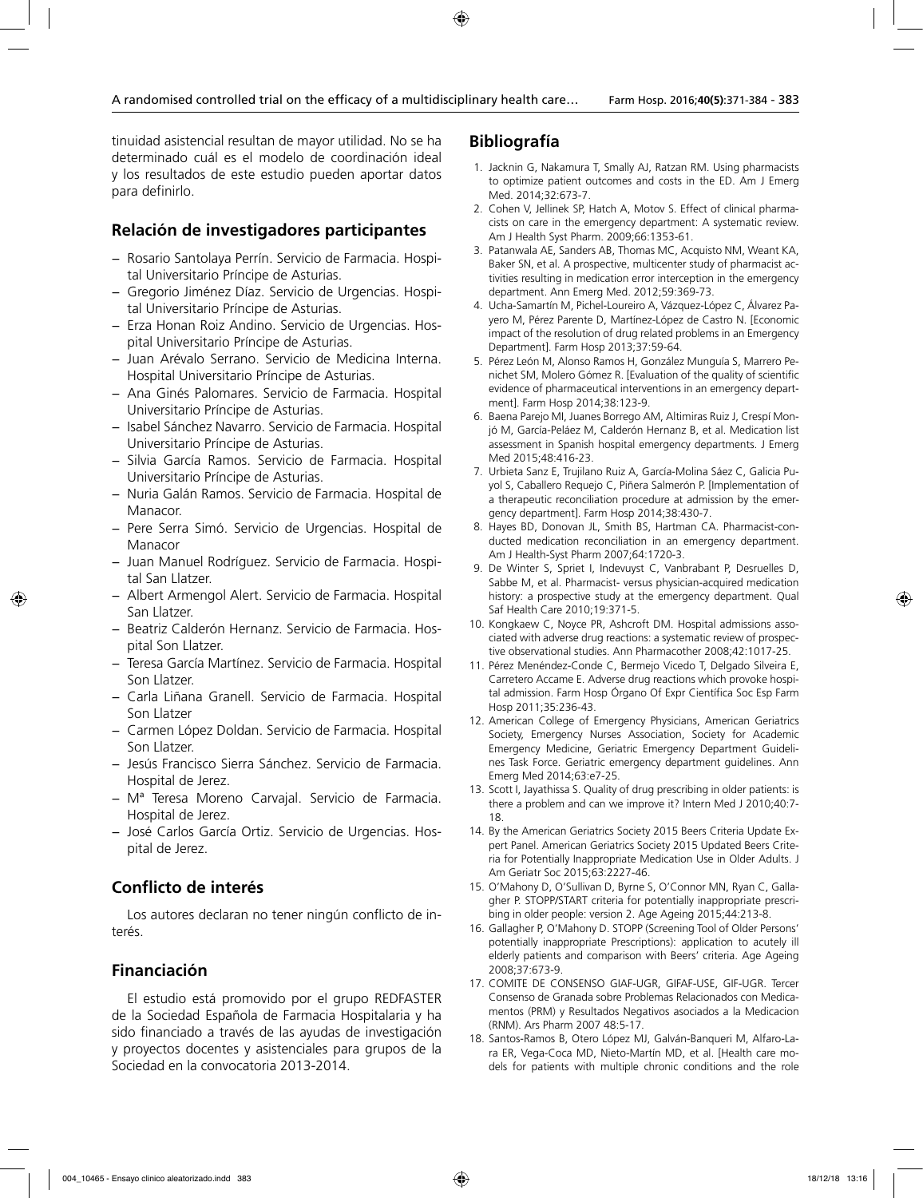tinuidad asistencial resultan de mayor utilidad. No se ha determinado cuál es el modelo de coordinación ideal y los resultados de este estudio pueden aportar datos para definirlo.

## Relación de investigadores participantes

- Rosario Santolaya Perrín. Servicio de Farmacia. Hospital Universitario Príncipe de Asturias.
- Gregorio Jiménez Díaz. Servicio de Urgencias. Hospital Universitario Príncipe de Asturias.
- Erza Honan Roiz Andino. Servicio de Urgencias. Hospital Universitario Príncipe de Asturias.
- Juan Arévalo Serrano. Servicio de Medicina Interna. Hospital Universitario Príncipe de Asturias.
- Ana Ginés Palomares. Servicio de Farmacia. Hospital Universitario Príncipe de Asturias.
- Isabel Sánchez Navarro. Servicio de Farmacia. Hospital Universitario Príncipe de Asturias.
- Silvia García Ramos. Servicio de Farmacia. Hospital Universitario Príncipe de Asturias.
- Nuria Galán Ramos. Servicio de Farmacia. Hospital de Manacor.
- Pere Serra Simó. Servicio de Urgencias. Hospital de Manacor
- Juan Manuel Rodríguez. Servicio de Farmacia. Hospital San Llatzer.
- Albert Armengol Alert. Servicio de Farmacia. Hospital San Llatzer.
- Beatriz Calderón Hernanz. Servicio de Farmacia. Hospital Son Llatzer.
- Teresa García Martínez. Servicio de Farmacia. Hospital Son Llatzer.
- Carla Liñana Granell. Servicio de Farmacia. Hospital Son Llatzer
- Carmen López Doldan. Servicio de Farmacia. Hospital Son Llatzer.
- Jesús Francisco Sierra Sánchez. Servicio de Farmacia. Hospital de Jerez.
- Mª Teresa Moreno Carvajal. Servicio de Farmacia. Hospital de Jerez.
- José Carlos García Ortiz. Servicio de Urgencias. Hospital de Jerez.

## Conflicto de interés

Los autores declaran no tener ningún conflicto de interés.

## Financiación

El estudio está promovido por el grupo REDFASTER de la Sociedad Española de Farmacia Hospitalaria y ha sido financiado a través de las ayudas de investigación y proyectos docentes y asistenciales para grupos de la Sociedad en la convocatoria 2013-2014.

## Bibliografía

1. Jacknin G, Nakamura T, Smally AJ, Ratzan RM. Using pharmacists to optimize patient outcomes and costs in the ED. Am J Emerg Med. 2014;32:673-7.
2. Cohen V, Jellinek SP, Hatch A, Motov S. Effect of clinical pharmacists on care in the emergency department: A systematic review. Am J Health Syst Pharm. 2009;66:1353-61.
3. Patanwala AE, Sanders AB, Thomas MC, Acquisto NM, Weant KA, Baker SN, et al. A prospective, multicenter study of pharmacist activities resulting in medication error interception in the emergency department. Ann Emerg Med. 2012;59:369-73.
4. Ucha-Samartín M, Pichel-Loureiro A, Vázquez-López C, Álvarez Payero M, Pérez Parente D, Martínez-López de Castro N. [Economic impact of the resolution of drug related problems in an Emergency Department]. Farm Hosp 2013;37:59-64.
5. Pérez León M, Alonso Ramos H, González Munguía S, Marrero Penichet SM, Molero Gómez R. [Evaluation of the quality of scientific evidence of pharmaceutical interventions in an emergency department]. Farm Hosp 2014;38:123-9.
6. Baena Parejo MI, Juanes Borrego AM, Altimiras Ruiz J, Crespí Monjó M, García-Peláez M, Calderón Hernanz B, et al. Medication list assessment in Spanish hospital emergency departments. J Emerg Med 2015;48:416-23.
7. Urbieta Sanz E, Trujilano Ruiz A, García-Molina Sáez C, Galicia Puyol S, Caballero Requejo C, Piñera Salmerón P. [Implementation of a therapeutic reconciliation procedure at admission by the emergency department]. Farm Hosp 2014;38:430-7.
8. Hayes BD, Donovan JL, Smith BS, Hartman CA. Pharmacist-conducted medication reconciliation in an emergency department. Am J Health-Syst Pharm 2007;64:1720-3.
9. De Winter S, Spriet I, Indevuyst C, Vanbrabant P, Desruelles D, Sabbe M, et al. Pharmacist- versus physician-acquired medication history: a prospective study at the emergency department. Qual Saf Health Care 2010;19:371-5.
10. Kongkaew C, Noyce PR, Ashcroft DM. Hospital admissions associated with adverse drug reactions: a systematic review of prospective observational studies. Ann Pharmacother 2008;42:1017-25.
11. Pérez Menéndez-Conde C, Bermejo Vicedo T, Delgado Silveira E, Carretero Accame E. Adverse drug reactions which provoke hospital admission. Farm Hosp Órgano Of Expr Científica Soc Esp Farm Hosp 2011;35:236-43.
12. American College of Emergency Physicians, American Geriatrics Society, Emergency Nurses Association, Society for Academic Emergency Medicine, Geriatric Emergency Department Guidelines Task Force. Geriatric emergency department guidelines. Ann Emerg Med 2014;63:e7-25.
13. Scott I, Jayathissa S. Quality of drug prescribing in older patients: is there a problem and can we improve it? Intern Med J 2010;40:7-18.
14. By the American Geriatrics Society 2015 Beers Criteria Update Expert Panel. American Geriatrics Society 2015 Updated Beers Criteria for Potentially Inappropriate Medication Use in Older Adults. J Am Geriatr Soc 2015;63:2227-46.
15. O'Mahony D, O'Sullivan D, Byrne S, O'Connor MN, Ryan C, Gallagher P. STOPP/START criteria for potentially inappropriate prescribing in older people: version 2. Age Ageing 2015;44:213-8.
16. Gallagher P, O'Mahony D. STOPP (Screening Tool of Older Persons' potentially inappropriate Prescriptions): application to acutely ill elderly patients and comparison with Beers' criteria. Age Ageing 2008;37:673-9.
17. COMITE DE CONSENSO GIAF-UGR, GIFAF-USE, GIF-UGR. Tercer Consenso de Granada sobre Problemas Relacionados con Medicamentos (PRM) y Resultados Negativos asociados a la Medicacion (RNM). Ars Pharm 2007 48:5-17.
18. Santos-Ramos B, Otero López MJ, Galván-Banqueri M, Alfaro-Lara ER, Vega-Coca MD, Nieto-Martín MD, et al. [Health care models for patients with multiple chronic conditions and the role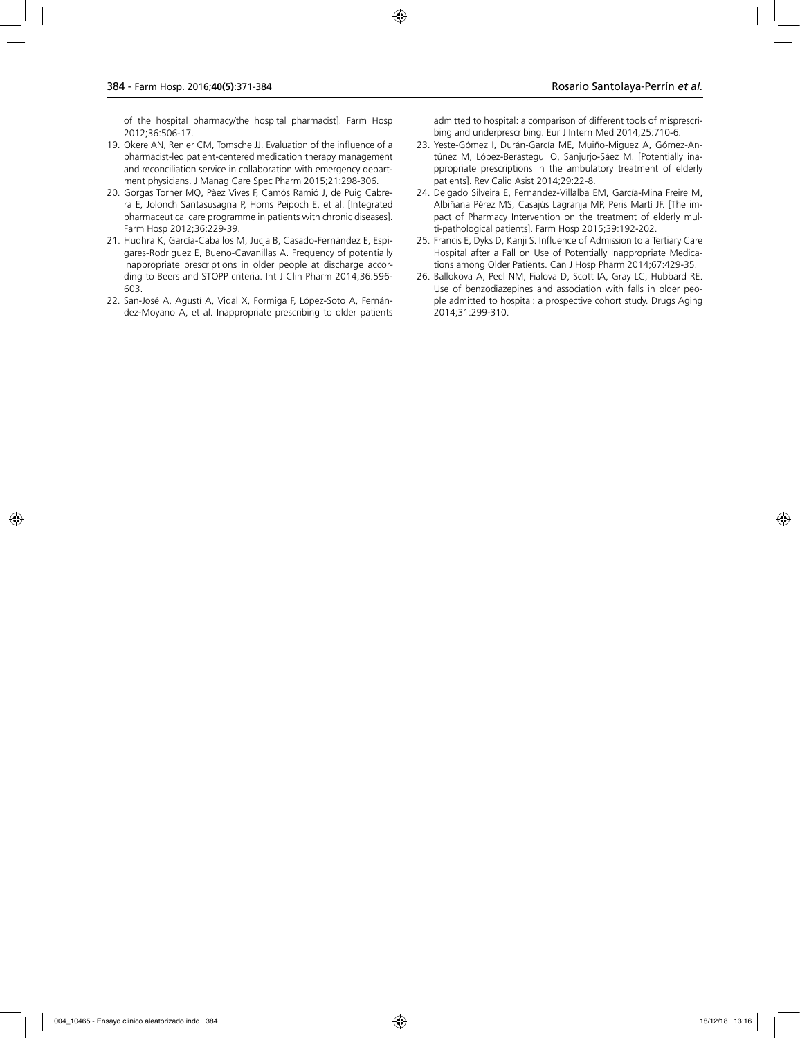of the hospital pharmacy/the hospital pharmacist]. Farm Hosp 2012;36:506-17.

19. Okere AN, Renier CM, Tomsche JJ. Evaluation of the influence of a pharmacist-led patient-centered medication therapy management and reconciliation service in collaboration with emergency department physicians. J Manag Care Spec Pharm 2015;21:298-306.
20. Gorgas Torner MQ, Pàez Vives F, Camós Ramió J, de Puig Cabrera E, Jolonch Santasusagna P, Homs Peipoch E, et al. [Integrated pharmaceutical care programme in patients with chronic diseases]. Farm Hosp 2012;36:229-39.
21. Hudhra K, García-Caballos M, Jucja B, Casado-Fernández E, Espigares-Rodriguez E, Bueno-Cavanillas A. Frequency of potentially inappropriate prescriptions in older people at discharge according to Beers and STOPP criteria. Int J Clin Pharm 2014;36:596-603.
22. San-José A, Agustí A, Vidal X, Formiga F, López-Soto A, Fernández-Moyano A, et al. Inappropriate prescribing to older patients admitted to hospital: a comparison of different tools of misprescribing and underprescribing. Eur J Intern Med 2014;25:710-6.
23. Yeste-Gómez I, Durán-García ME, Muiño-Miguez A, Gómez-Antúnez M, López-Berastegui O, Sanjurjo-Sáez M. [Potentially inappropriate prescriptions in the ambulatory treatment of elderly patients]. Rev Calid Asist 2014;29:22-8.
24. Delgado Silveira E, Fernandez-Villalba EM, García-Mina Freire M, Albiñana Pérez MS, Casajús Lagranja MP, Peris Martí JF. [The impact of Pharmacy Intervention on the treatment of elderly multi-pathological patients]. Farm Hosp 2015;39:192-202.
25. Francis E, Dyks D, Kanji S. Influence of Admission to a Tertiary Care Hospital after a Fall on Use of Potentially Inappropriate Medications among Older Patients. Can J Hosp Pharm 2014;67:429-35.
26. Ballokova A, Peel NM, Fialova D, Scott IA, Gray LC, Hubbard RE. Use of benzodiazepines and association with falls in older people admitted to hospital: a prospective cohort study. Drugs Aging 2014;31:299-310.